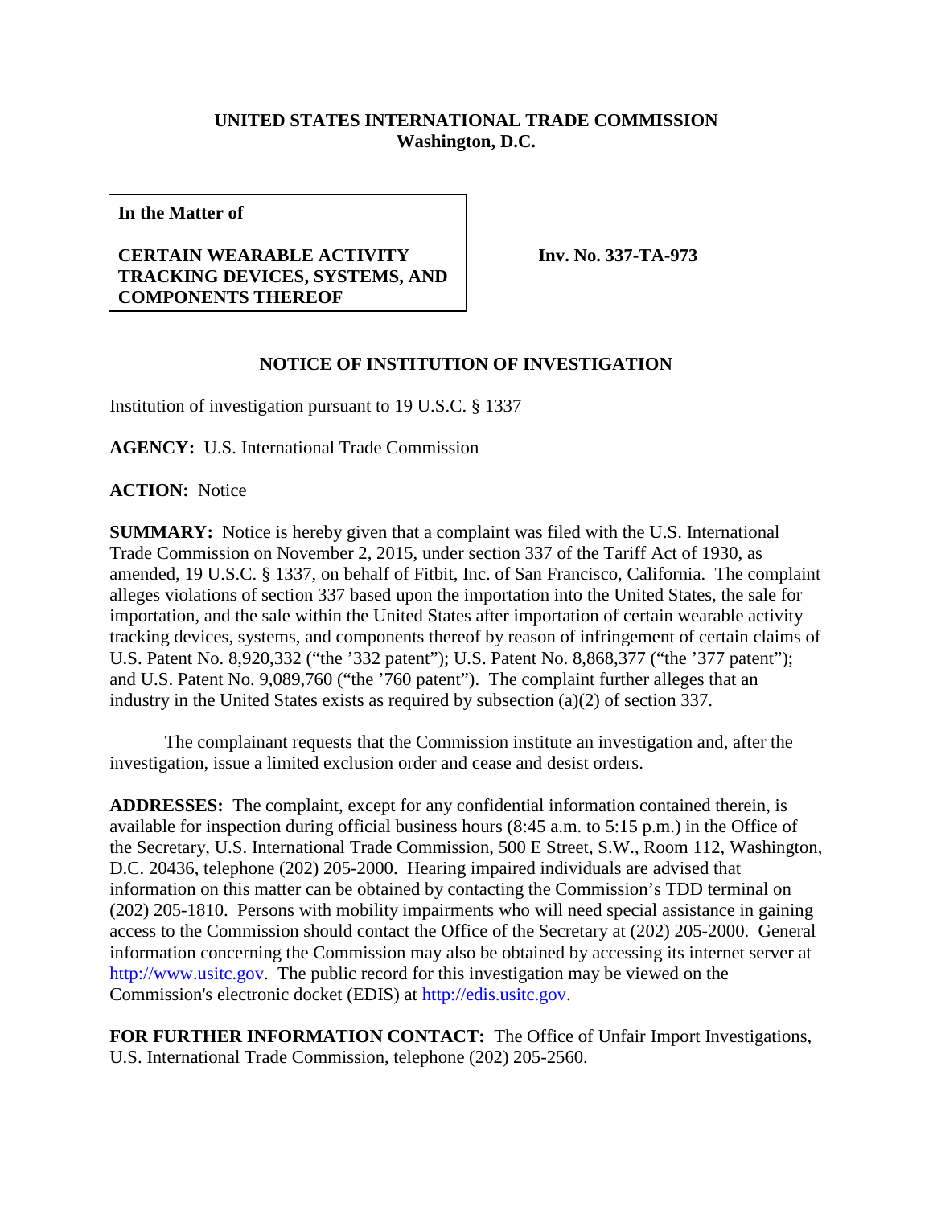**UNITED STATES INTERNATIONAL TRADE COMMISSION**
**Washington, D.C.**

| **In the Matter of**<br><br>**CERTAIN WEARABLE ACTIVITY TRACKING DEVICES, SYSTEMS, AND COMPONENTS THEREOF** | **Inv. No. 337-TA-973** |
|---|---|

**NOTICE OF INSTITUTION OF INVESTIGATION**

Institution of investigation pursuant to 19 U.S.C. § 1337

**AGENCY:** U.S. International Trade Commission

**ACTION:** Notice

**SUMMARY:** Notice is hereby given that a complaint was filed with the U.S. International Trade Commission on November 2, 2015, under section 337 of the Tariff Act of 1930, as amended, 19 U.S.C. § 1337, on behalf of Fitbit, Inc. of San Francisco, California. The complaint alleges violations of section 337 based upon the importation into the United States, the sale for importation, and the sale within the United States after importation of certain wearable activity tracking devices, systems, and components thereof by reason of infringement of certain claims of U.S. Patent No. 8,920,332 ("the '332 patent"); U.S. Patent No. 8,868,377 ("the '377 patent"); and U.S. Patent No. 9,089,760 ("the '760 patent"). The complaint further alleges that an industry in the United States exists as required by subsection (a)(2) of section 337.

The complainant requests that the Commission institute an investigation and, after the investigation, issue a limited exclusion order and cease and desist orders.

**ADDRESSES:** The complaint, except for any confidential information contained therein, is available for inspection during official business hours (8:45 a.m. to 5:15 p.m.) in the Office of the Secretary, U.S. International Trade Commission, 500 E Street, S.W., Room 112, Washington, D.C. 20436, telephone (202) 205-2000. Hearing impaired individuals are advised that information on this matter can be obtained by contacting the Commission's TDD terminal on (202) 205-1810. Persons with mobility impairments who will need special assistance in gaining access to the Commission should contact the Office of the Secretary at (202) 205-2000. General information concerning the Commission may also be obtained by accessing its internet server at http://www.usitc.gov. The public record for this investigation may be viewed on the Commission's electronic docket (EDIS) at http://edis.usitc.gov.

**FOR FURTHER INFORMATION CONTACT:** The Office of Unfair Import Investigations, U.S. International Trade Commission, telephone (202) 205-2560.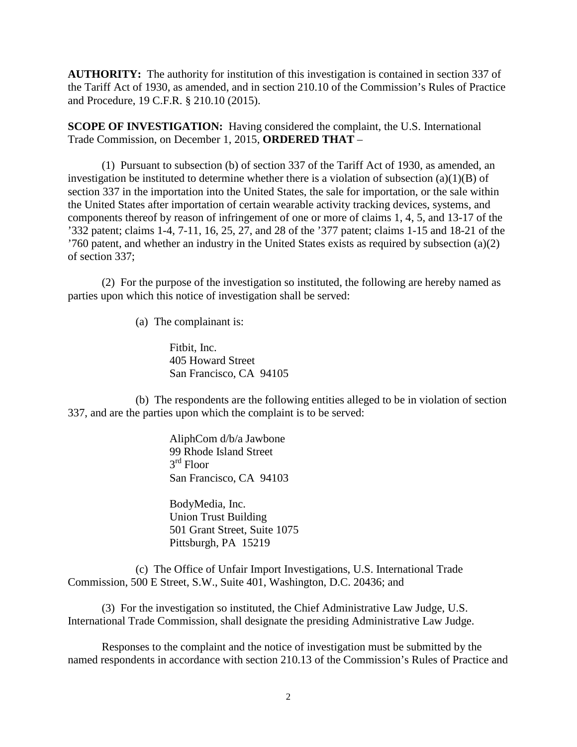**AUTHORITY:** The authority for institution of this investigation is contained in section 337 of the Tariff Act of 1930, as amended, and in section 210.10 of the Commission's Rules of Practice and Procedure, 19 C.F.R. § 210.10 (2015).

**SCOPE OF INVESTIGATION:** Having considered the complaint, the U.S. International Trade Commission, on December 1, 2015, **ORDERED THAT** –

(1) Pursuant to subsection (b) of section 337 of the Tariff Act of 1930, as amended, an investigation be instituted to determine whether there is a violation of subsection (a)(1)(B) of section 337 in the importation into the United States, the sale for importation, or the sale within the United States after importation of certain wearable activity tracking devices, systems, and components thereof by reason of infringement of one or more of claims 1, 4, 5, and 13-17 of the '332 patent; claims 1-4, 7-11, 16, 25, 27, and 28 of the '377 patent; claims 1-15 and 18-21 of the '760 patent, and whether an industry in the United States exists as required by subsection (a)(2) of section 337;

(2) For the purpose of the investigation so instituted, the following are hereby named as parties upon which this notice of investigation shall be served:

(a) The complainant is:

Fitbit, Inc.
405 Howard Street
San Francisco, CA 94105

(b) The respondents are the following entities alleged to be in violation of section 337, and are the parties upon which the complaint is to be served:

AliphCom d/b/a Jawbone
99 Rhode Island Street
3rd Floor
San Francisco, CA 94103

BodyMedia, Inc.
Union Trust Building
501 Grant Street, Suite 1075
Pittsburgh, PA 15219

(c) The Office of Unfair Import Investigations, U.S. International Trade Commission, 500 E Street, S.W., Suite 401, Washington, D.C. 20436; and

(3) For the investigation so instituted, the Chief Administrative Law Judge, U.S. International Trade Commission, shall designate the presiding Administrative Law Judge.

Responses to the complaint and the notice of investigation must be submitted by the named respondents in accordance with section 210.13 of the Commission's Rules of Practice and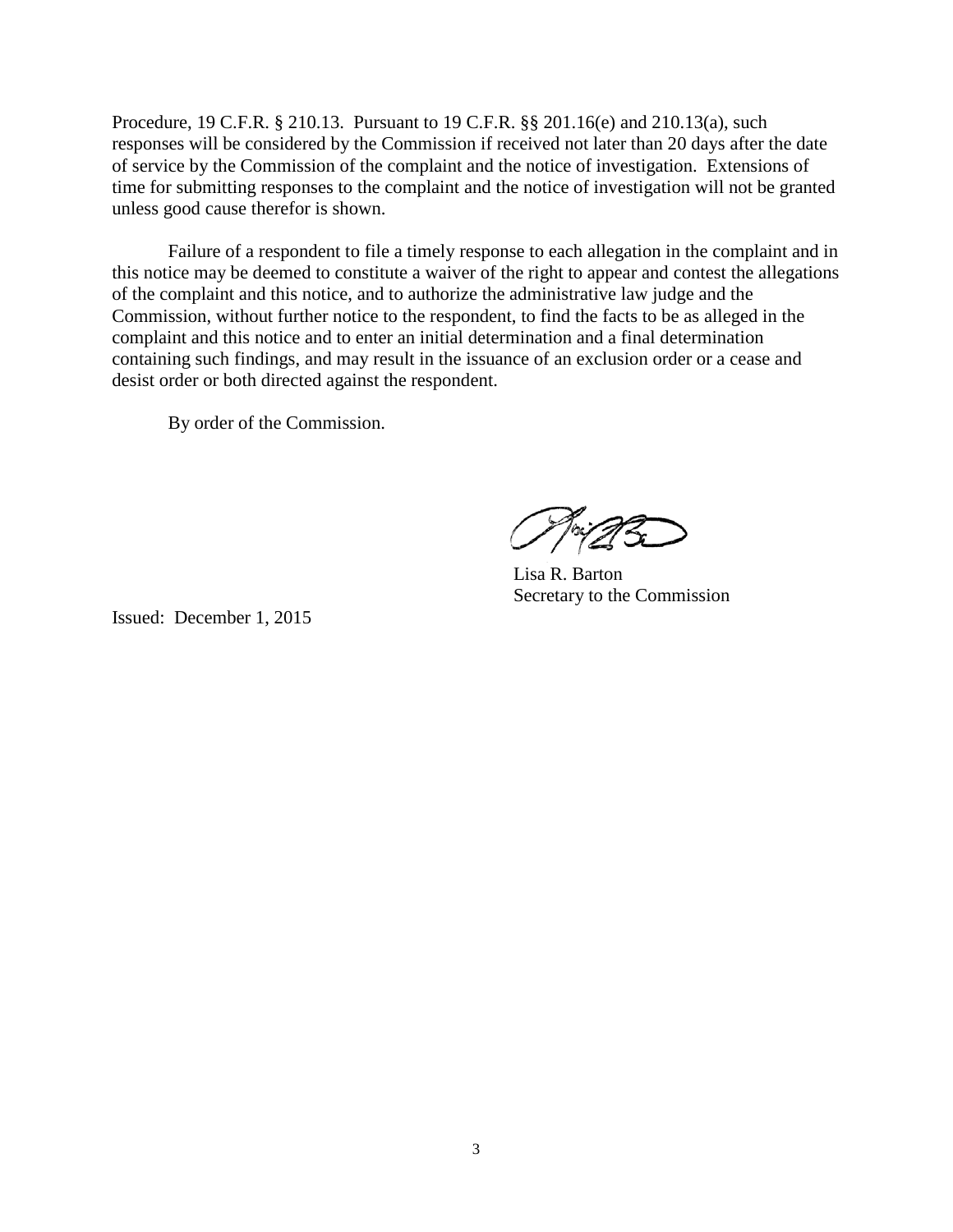Procedure, 19 C.F.R. § 210.13. Pursuant to 19 C.F.R. §§ 201.16(e) and 210.13(a), such responses will be considered by the Commission if received not later than 20 days after the date of service by the Commission of the complaint and the notice of investigation. Extensions of time for submitting responses to the complaint and the notice of investigation will not be granted unless good cause therefor is shown.

Failure of a respondent to file a timely response to each allegation in the complaint and in this notice may be deemed to constitute a waiver of the right to appear and contest the allegations of the complaint and this notice, and to authorize the administrative law judge and the Commission, without further notice to the respondent, to find the facts to be as alleged in the complaint and this notice and to enter an initial determination and a final determination containing such findings, and may result in the issuance of an exclusion order or a cease and desist order or both directed against the respondent.

By order of the Commission.

Lisa R. Barton
Secretary to the Commission

Issued: December 1, 2015